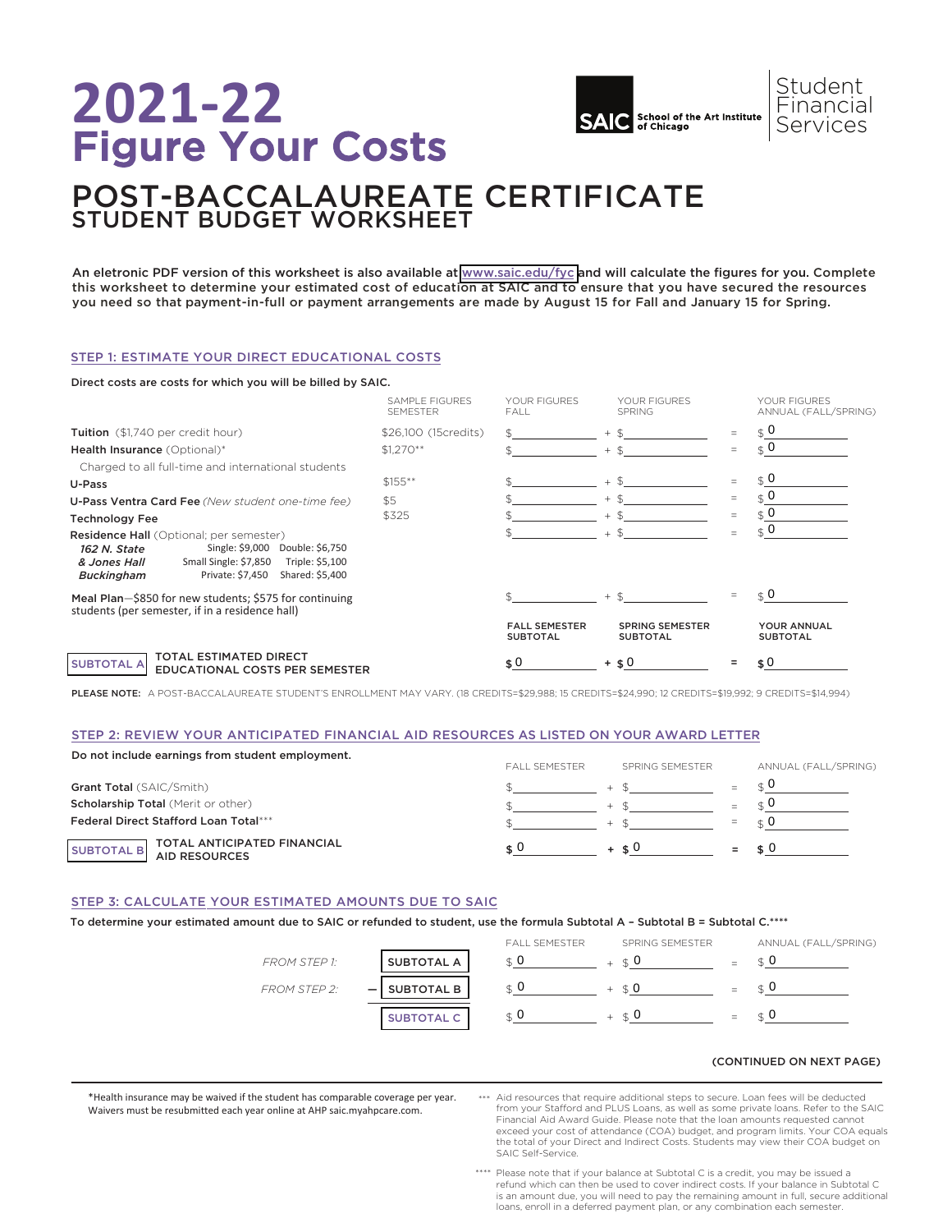# 2021-22 Figure Your Costs

SAIC School of the Art Institute of Chicago | Student Financial Services

## POST-BACCALAUREATE CERTIFICATE
## STUDENT BUDGET WORKSHEET

An eletronic PDF version of this worksheet is also available at www.saic.edu/fyc and will calculate the figures for you. Complete this worksheet to determine your estimated cost of education at SAIC and to ensure that you have secured the resources you need so that payment-in-full or payment arrangements are made by August 15 for Fall and January 15 for Spring.

### STEP 1: ESTIMATE YOUR DIRECT EDUCATIONAL COSTS

Direct costs are costs for which you will be billed by SAIC.

| | SAMPLE FIGURES SEMESTER | YOUR FIGURES FALL | | YOUR FIGURES SPRING | | YOUR FIGURES ANNUAL (FALL/SPRING) |
|---|---|---|---|---|---|---|
| **Tuition** ($1,740 per credit hour) | $26,100 (15credits) | $ | + | $ | = | $ 0 |
| **Health Insurance** (Optional)* Charged to all full-time and international students | $1,270** | $ | + | $ | = | $ 0 |
| **U-Pass** | $155** | $ | + | $ | = | $ 0 |
| **U-Pass Ventra Card Fee** *(New student one-time fee)* | $5 | $ | + | $ | = | $ 0 |
| **Technology Fee** | $325 | $ | + | $ | = | $ 0 |
| **Residence Hall** (Optional; per semester) *162 N. State & Jones Hall*: Single: $9,000, Double: $6,750, Small Single: $7,850, Triple: $5,100; *Buckingham*: Private: $7,450, Shared: $5,400 | | $ | + | $ | = | $ 0 |
| **Meal Plan**—$850 for new students; $575 for continuing students (per semester, if in a residence hall) | | $ | + | $ | = | $ 0 |
| | | **FALL SEMESTER SUBTOTAL** | | **SPRING SEMESTER SUBTOTAL** | | **YOUR ANNUAL SUBTOTAL** |
| **SUBTOTAL A** TOTAL ESTIMATED DIRECT EDUCATIONAL COSTS PER SEMESTER | | **$ 0** | **+** | **$ 0** | **=** | **$ 0** |

**PLEASE NOTE:** A POST-BACCALAUREATE STUDENT'S ENROLLMENT MAY VARY. (18 CREDITS=$29,988; 15 CREDITS=$24,990; 12 CREDITS=$19,992; 9 CREDITS=$14,994)

### STEP 2: REVIEW YOUR ANTICIPATED FINANCIAL AID RESOURCES AS LISTED ON YOUR AWARD LETTER

Do not include earnings from student employment.

| | FALL SEMESTER | | SPRING SEMESTER | | ANNUAL (FALL/SPRING) |
|---|---|---|---|---|---|
| **Grant Total** (SAIC/Smith) | $ | + | $ | = | $ 0 |
| **Scholarship Total** (Merit or other) | $ | + | $ | = | $ 0 |
| **Federal Direct Stafford Loan Total***** | $ | + | $ | = | $ 0 |
| **SUBTOTAL B** TOTAL ANTICIPATED FINANCIAL AID RESOURCES | **$ 0** | **+** | **$ 0** | **=** | **$ 0** |

### STEP 3: CALCULATE YOUR ESTIMATED AMOUNTS DUE TO SAIC

To determine your estimated amount due to SAIC or refunded to student, use the formula Subtotal A – Subtotal B = Subtotal C.****

| | | FALL SEMESTER | | SPRING SEMESTER | | ANNUAL (FALL/SPRING) |
|---|---|---|---|---|---|---|
| *FROM STEP 1:* | SUBTOTAL A | $ 0 | + | $ 0 | = | $ 0 |
| *FROM STEP 2:* | – SUBTOTAL B | $ 0 | + | $ 0 | = | $ 0 |
| | SUBTOTAL C | $ 0 | + | $ 0 | = | $ 0 |

**(CONTINUED ON NEXT PAGE)**

*Health insurance may be waived if the student has comparable coverage per year. Waivers must be resubmitted each year online at AHP saic.myahpcare.com.

*** Aid resources that require additional steps to secure. Loan fees will be deducted from your Stafford and PLUS Loans, as well as some private loans. Refer to the SAIC Financial Aid Award Guide. Please note that the loan amounts requested cannot exceed your cost of attendance (COA) budget, and program limits. Your COA equals the total of your Direct and Indirect Costs. Students may view their COA budget on SAIC Self-Service.

**** Please note that if your balance at Subtotal C is a credit, you may be issued a refund which can then be used to cover indirect costs. If your balance in Subtotal C is an amount due, you will need to pay the remaining amount in full, secure additional loans, enroll in a deferred payment plan, or any combination each semester.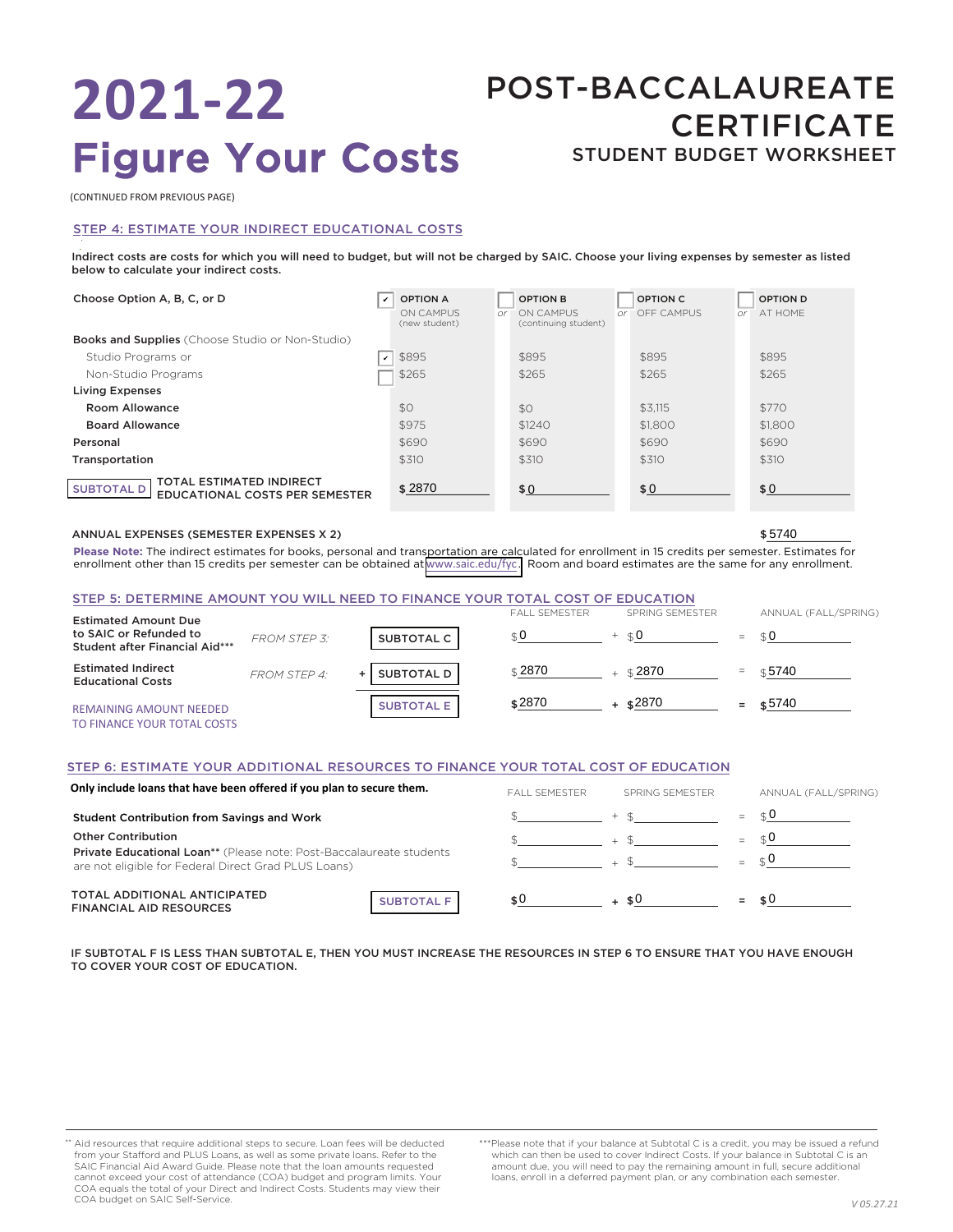# 2021-22 Figure Your Costs

## POST-BACCALAUREATE CERTIFICATE STUDENT BUDGET WORKSHEET

(CONTINUED FROM PREVIOUS PAGE)

### STEP 4: ESTIMATE YOUR INDIRECT EDUCATIONAL COSTS

Indirect costs are costs for which you will need to budget, but will not be charged by SAIC. Choose your living expenses by semester as listed below to calculate your indirect costs.

| Choose Option A, B, C, or D | ☑ OPTION A ON CAMPUS (new student) | or ☐ OPTION B ON CAMPUS (continuing student) | or ☐ OPTION C OFF CAMPUS | or ☐ OPTION D AT HOME |
|---|---|---|---|---|
| **Books and Supplies** (Choose Studio or Non-Studio) | | | | |
| Studio Programs or | ☑ $895 | $895 | $895 | $895 |
| Non-Studio Programs | ☐ $265 | $265 | $265 | $265 |
| **Living Expenses** | | | | |
| **Room Allowance** | $0 | $0 | $3,115 | $770 |
| **Board Allowance** | $975 | $1240 | $1,800 | $1,800 |
| **Personal** | $690 | $690 | $690 | $690 |
| **Transportation** | $310 | $310 | $310 | $310 |
| SUBTOTAL D — TOTAL ESTIMATED INDIRECT EDUCATIONAL COSTS PER SEMESTER | $ 2870 | $ 0 | $ 0 | $ 0 |

ANNUAL EXPENSES (SEMESTER EXPENSES X 2) $ 5740

**Please Note:** The indirect estimates for books, personal and transportation are calculated for enrollment in 15 credits per semester. Estimates for enrollment other than 15 credits per semester can be obtained at www.saic.edu/fyc. Room and board estimates are the same for any enrollment.

### STEP 5: DETERMINE AMOUNT YOU WILL NEED TO FINANCE YOUR TOTAL COST OF EDUCATION

| | | | FALL SEMESTER | | SPRING SEMESTER | | ANNUAL (FALL/SPRING) |
|---|---|---|---|---|---|---|---|
| **Estimated Amount Due to SAIC or Refunded to Student after Financial Aid***** | *FROM STEP 3:* | SUBTOTAL C | $ 0 | + | $ 0 | = | $ 0 |
| **Estimated Indirect Educational Costs** | *FROM STEP 4:* | + SUBTOTAL D | $ 2870 | + | $ 2870 | = | $ 5740 |
| REMAINING AMOUNT NEEDED TO FINANCE YOUR TOTAL COSTS | | SUBTOTAL E | $ 2870 | + | $ 2870 | = | $ 5740 |

### STEP 6: ESTIMATE YOUR ADDITIONAL RESOURCES TO FINANCE YOUR TOTAL COST OF EDUCATION

**Only include loans that have been offered if you plan to secure them.**

| | | FALL SEMESTER | | SPRING SEMESTER | | ANNUAL (FALL/SPRING) |
|---|---|---|---|---|---|---|
| **Student Contribution from Savings and Work** | | $ | + | $ | = | $ 0 |
| **Other Contribution** | | $ | + | $ | = | $ 0 |
| **Private Educational Loan**** (Please note: Post-Baccalaureate students are not eligible for Federal Direct Grad PLUS Loans) | | $ | + | $ | = | $ 0 |
| TOTAL ADDITIONAL ANTICIPATED FINANCIAL AID RESOURCES | SUBTOTAL F | $ 0 | + | $ 0 | = | $ 0 |

IF SUBTOTAL F IS LESS THAN SUBTOTAL E, THEN YOU MUST INCREASE THE RESOURCES IN STEP 6 TO ENSURE THAT YOU HAVE ENOUGH TO COVER YOUR COST OF EDUCATION.

** Aid resources that require additional steps to secure. Loan fees will be deducted from your Stafford and PLUS Loans, as well as some private loans. Refer to the SAIC Financial Aid Award Guide. Please note that the loan amounts requested cannot exceed your cost of attendance (COA) budget and program limits. Your COA equals the total of your Direct and Indirect Costs. Students may view their COA budget on SAIC Self-Service.

***Please note that if your balance at Subtotal C is a credit, you may be issued a refund which can then be used to cover Indirect Costs. If your balance in Subtotal C is an amount due, you will need to pay the remaining amount in full, secure additional loans, enroll in a deferred payment plan, or any combination each semester.

V 05.27.21